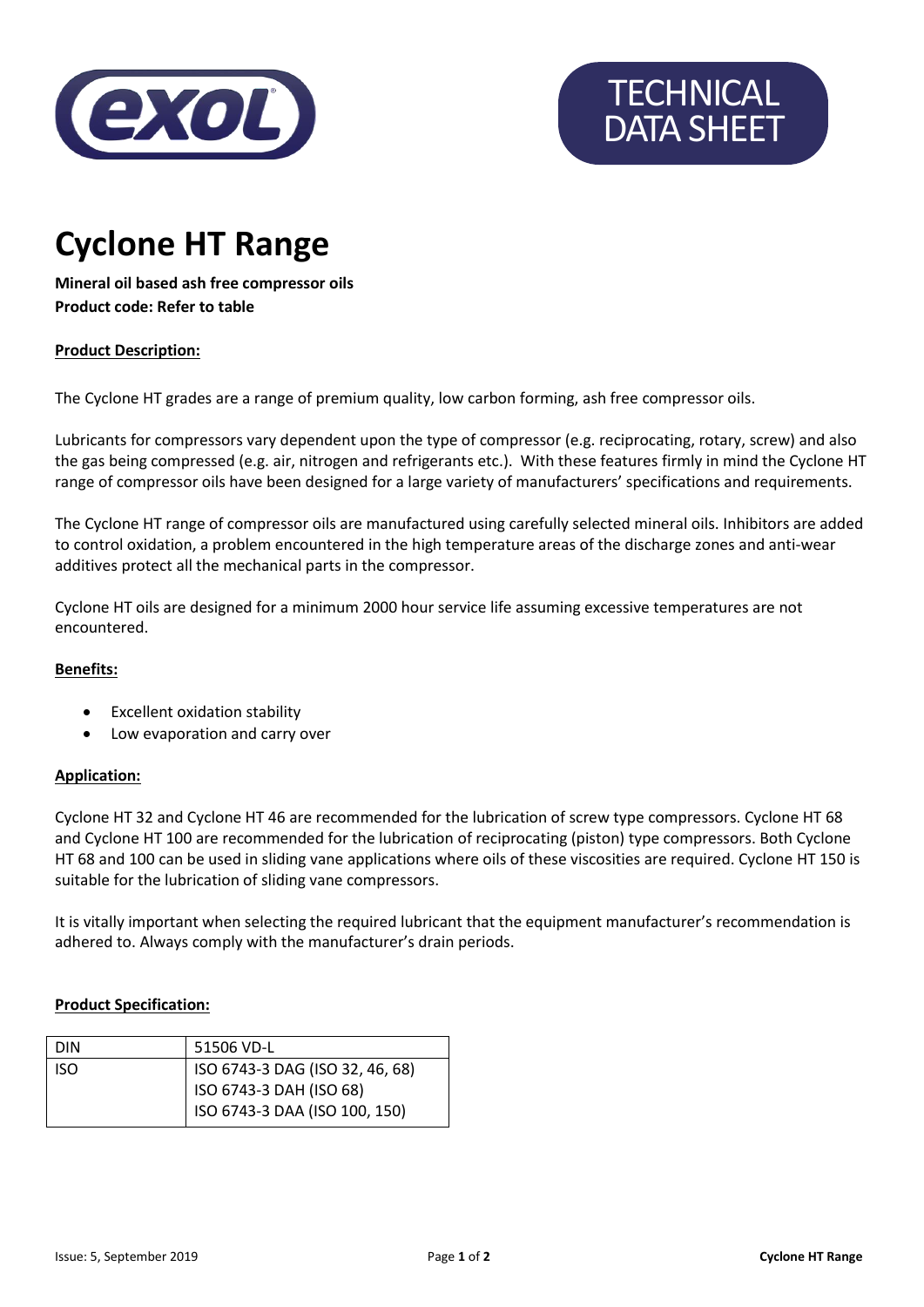TECHNICAL DATA SHEET

# Cyclone HT Range

**Mineral oil based ash free compressor oils**
**Product code: Refer to table**

## Product Description:

The Cyclone HT grades are a range of premium quality, low carbon forming, ash free compressor oils.

Lubricants for compressors vary dependent upon the type of compressor (e.g. reciprocating, rotary, screw) and also the gas being compressed (e.g. air, nitrogen and refrigerants etc.). With these features firmly in mind the Cyclone HT range of compressor oils have been designed for a large variety of manufacturers' specifications and requirements.

The Cyclone HT range of compressor oils are manufactured using carefully selected mineral oils. Inhibitors are added to control oxidation, a problem encountered in the high temperature areas of the discharge zones and anti-wear additives protect all the mechanical parts in the compressor.

Cyclone HT oils are designed for a minimum 2000 hour service life assuming excessive temperatures are not encountered.

## Benefits:

- Excellent oxidation stability
- Low evaporation and carry over

## Application:

Cyclone HT 32 and Cyclone HT 46 are recommended for the lubrication of screw type compressors. Cyclone HT 68 and Cyclone HT 100 are recommended for the lubrication of reciprocating (piston) type compressors. Both Cyclone HT 68 and 100 can be used in sliding vane applications where oils of these viscosities are required. Cyclone HT 150 is suitable for the lubrication of sliding vane compressors.

It is vitally important when selecting the required lubricant that the equipment manufacturer's recommendation is adhered to. Always comply with the manufacturer's drain periods.

## Product Specification:

| | |
|---|---|
| DIN | 51506 VD-L |
| ISO | ISO 6743-3 DAG (ISO 32, 46, 68)<br>ISO 6743-3 DAH (ISO 68)<br>ISO 6743-3 DAA (ISO 100, 150) |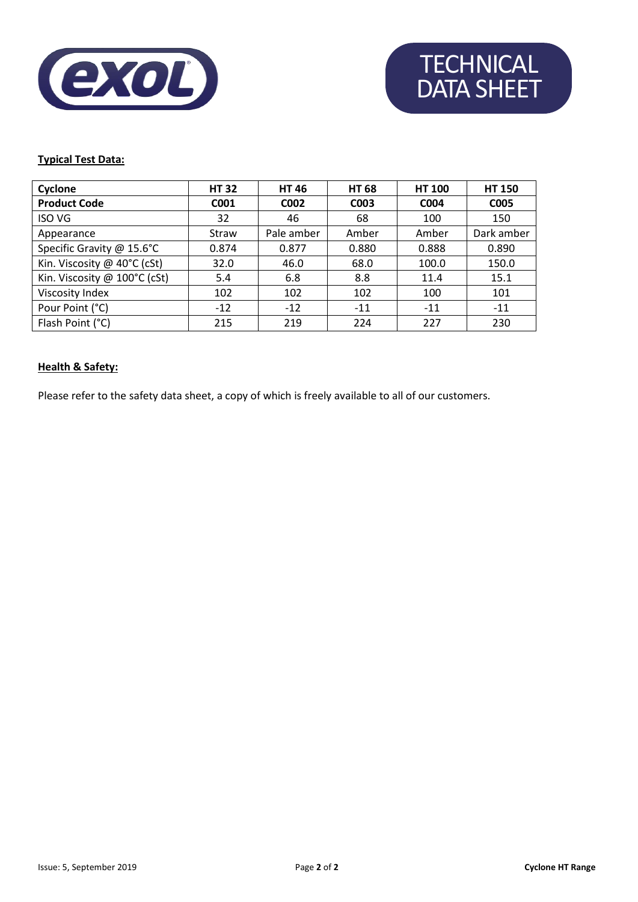**Typical Test Data:**

| Cyclone | HT 32 | HT 46 | HT 68 | HT 100 | HT 150 |
|---|---|---|---|---|---|
| **Product Code** | **C001** | **C002** | **C003** | **C004** | **C005** |
| ISO VG | 32 | 46 | 68 | 100 | 150 |
| Appearance | Straw | Pale amber | Amber | Amber | Dark amber |
| Specific Gravity @ 15.6°C | 0.874 | 0.877 | 0.880 | 0.888 | 0.890 |
| Kin. Viscosity @ 40°C (cSt) | 32.0 | 46.0 | 68.0 | 100.0 | 150.0 |
| Kin. Viscosity @ 100°C (cSt) | 5.4 | 6.8 | 8.8 | 11.4 | 15.1 |
| Viscosity Index | 102 | 102 | 102 | 100 | 101 |
| Pour Point (°C) | -12 | -12 | -11 | -11 | -11 |
| Flash Point (°C) | 215 | 219 | 224 | 227 | 230 |

**Health & Safety:**

Please refer to the safety data sheet, a copy of which is freely available to all of our customers.